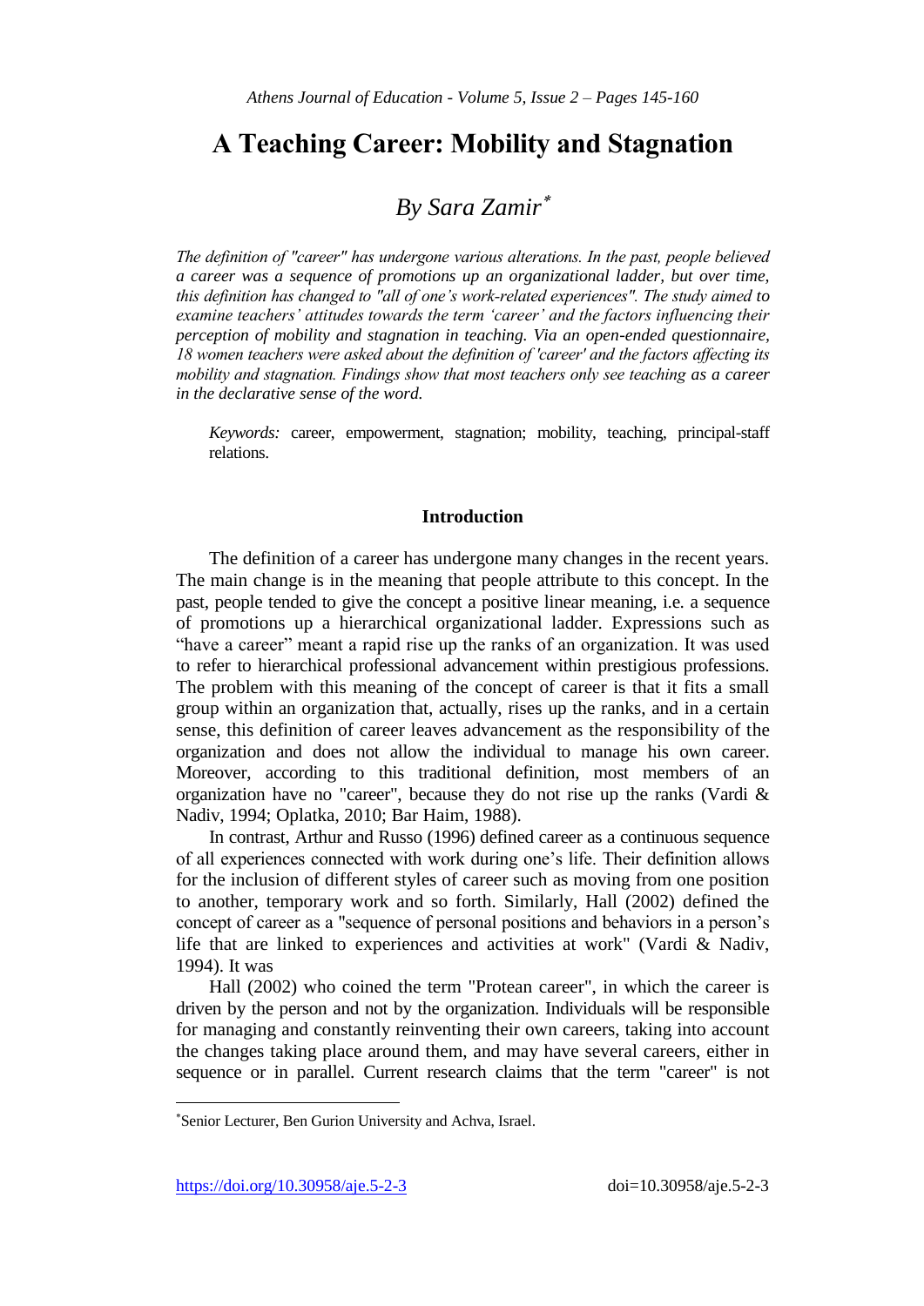# A Teaching Career: Mobility and Stagnation

## *By Sara Zamir*[*]

*The definition of "career" has undergone various alterations. In the past, people believed a career was a sequence of promotions up an organizational ladder, but over time, this definition has changed to "all of one's work-related experiences". The study aimed to examine teachers' attitudes towards the term 'career' and the factors influencing their perception of mobility and stagnation in teaching. Via an open-ended questionnaire, 18 women teachers were asked about the definition of 'career' and the factors affecting its mobility and stagnation. Findings show that most teachers only see teaching as a career in the declarative sense of the word.*

*Keywords:* career, empowerment, stagnation; mobility, teaching, principal-staff relations.

### Introduction

The definition of a career has undergone many changes in the recent years. The main change is in the meaning that people attribute to this concept. In the past, people tended to give the concept a positive linear meaning, i.e. a sequence of promotions up a hierarchical organizational ladder. Expressions such as "have a career" meant a rapid rise up the ranks of an organization. It was used to refer to hierarchical professional advancement within prestigious professions. The problem with this meaning of the concept of career is that it fits a small group within an organization that, actually, rises up the ranks, and in a certain sense, this definition of career leaves advancement as the responsibility of the organization and does not allow the individual to manage his own career. Moreover, according to this traditional definition, most members of an organization have no "career", because they do not rise up the ranks (Vardi & Nadiv, 1994; Oplatka, 2010; Bar Haim, 1988).

In contrast, Arthur and Russo (1996) defined career as a continuous sequence of all experiences connected with work during one's life. Their definition allows for the inclusion of different styles of career such as moving from one position to another, temporary work and so forth. Similarly, Hall (2002) defined the concept of career as a "sequence of personal positions and behaviors in a person's life that are linked to experiences and activities at work" (Vardi & Nadiv, 1994). It was

Hall (2002) who coined the term "Protean career", in which the career is driven by the person and not by the organization. Individuals will be responsible for managing and constantly reinventing their own careers, taking into account the changes taking place around them, and may have several careers, either in sequence or in parallel. Current research claims that the term "career" is not

---

[*] Senior Lecturer, Ben Gurion University and Achva, Israel.

https://doi.org/10.30958/aje.5-2-3 doi=10.30958/aje.5-2-3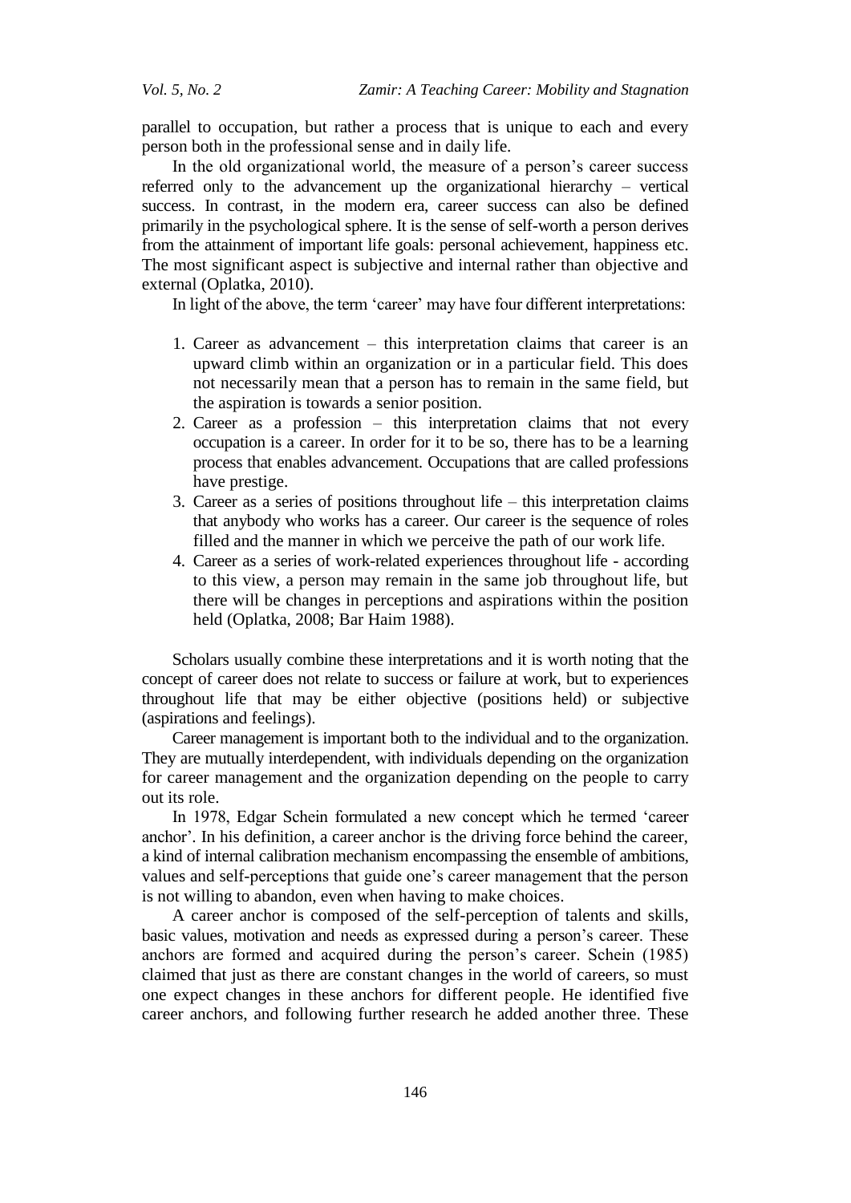parallel to occupation, but rather a process that is unique to each and every person both in the professional sense and in daily life.

In the old organizational world, the measure of a person's career success referred only to the advancement up the organizational hierarchy – vertical success. In contrast, in the modern era, career success can also be defined primarily in the psychological sphere. It is the sense of self-worth a person derives from the attainment of important life goals: personal achievement, happiness etc. The most significant aspect is subjective and internal rather than objective and external (Oplatka, 2010).

In light of the above, the term 'career' may have four different interpretations:

1. Career as advancement – this interpretation claims that career is an upward climb within an organization or in a particular field. This does not necessarily mean that a person has to remain in the same field, but the aspiration is towards a senior position.
2. Career as a profession – this interpretation claims that not every occupation is a career. In order for it to be so, there has to be a learning process that enables advancement. Occupations that are called professions have prestige.
3. Career as a series of positions throughout life – this interpretation claims that anybody who works has a career. Our career is the sequence of roles filled and the manner in which we perceive the path of our work life.
4. Career as a series of work-related experiences throughout life - according to this view, a person may remain in the same job throughout life, but there will be changes in perceptions and aspirations within the position held (Oplatka, 2008; Bar Haim 1988).

Scholars usually combine these interpretations and it is worth noting that the concept of career does not relate to success or failure at work, but to experiences throughout life that may be either objective (positions held) or subjective (aspirations and feelings).

Career management is important both to the individual and to the organization. They are mutually interdependent, with individuals depending on the organization for career management and the organization depending on the people to carry out its role.

In 1978, Edgar Schein formulated a new concept which he termed 'career anchor'. In his definition, a career anchor is the driving force behind the career, a kind of internal calibration mechanism encompassing the ensemble of ambitions, values and self-perceptions that guide one's career management that the person is not willing to abandon, even when having to make choices.

A career anchor is composed of the self-perception of talents and skills, basic values, motivation and needs as expressed during a person's career. These anchors are formed and acquired during the person's career. Schein (1985) claimed that just as there are constant changes in the world of careers, so must one expect changes in these anchors for different people. He identified five career anchors, and following further research he added another three. These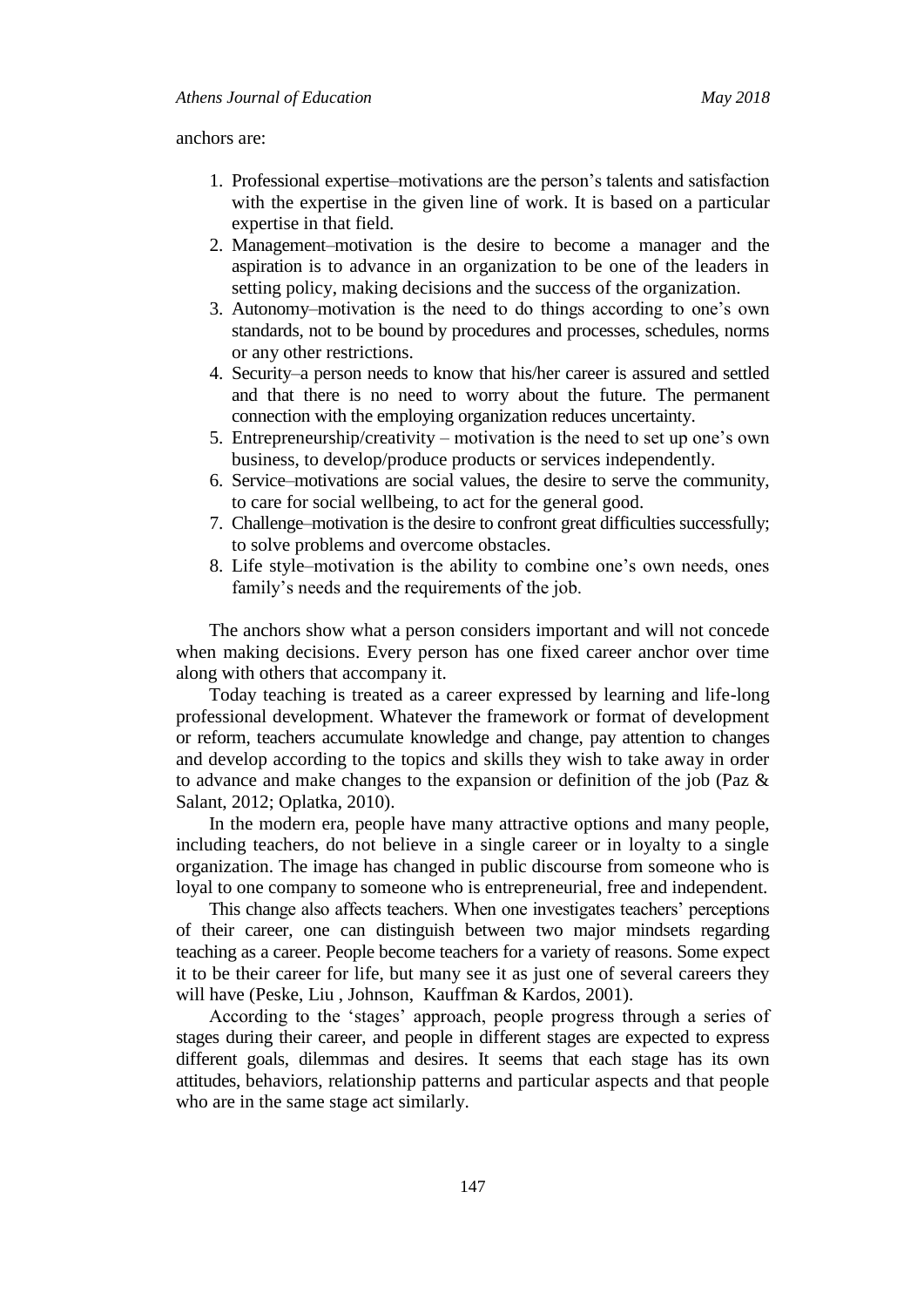anchors are:

1. Professional expertise–motivations are the person's talents and satisfaction with the expertise in the given line of work. It is based on a particular expertise in that field.
2. Management–motivation is the desire to become a manager and the aspiration is to advance in an organization to be one of the leaders in setting policy, making decisions and the success of the organization.
3. Autonomy–motivation is the need to do things according to one's own standards, not to be bound by procedures and processes, schedules, norms or any other restrictions.
4. Security–a person needs to know that his/her career is assured and settled and that there is no need to worry about the future. The permanent connection with the employing organization reduces uncertainty.
5. Entrepreneurship/creativity – motivation is the need to set up one's own business, to develop/produce products or services independently.
6. Service–motivations are social values, the desire to serve the community, to care for social wellbeing, to act for the general good.
7. Challenge–motivation is the desire to confront great difficulties successfully; to solve problems and overcome obstacles.
8. Life style–motivation is the ability to combine one's own needs, ones family's needs and the requirements of the job.

The anchors show what a person considers important and will not concede when making decisions. Every person has one fixed career anchor over time along with others that accompany it.

Today teaching is treated as a career expressed by learning and life-long professional development. Whatever the framework or format of development or reform, teachers accumulate knowledge and change, pay attention to changes and develop according to the topics and skills they wish to take away in order to advance and make changes to the expansion or definition of the job (Paz & Salant, 2012; Oplatka, 2010).

In the modern era, people have many attractive options and many people, including teachers, do not believe in a single career or in loyalty to a single organization. The image has changed in public discourse from someone who is loyal to one company to someone who is entrepreneurial, free and independent.

This change also affects teachers. When one investigates teachers' perceptions of their career, one can distinguish between two major mindsets regarding teaching as a career. People become teachers for a variety of reasons. Some expect it to be their career for life, but many see it as just one of several careers they will have (Peske, Liu , Johnson, Kauffman & Kardos, 2001).

According to the 'stages' approach, people progress through a series of stages during their career, and people in different stages are expected to express different goals, dilemmas and desires. It seems that each stage has its own attitudes, behaviors, relationship patterns and particular aspects and that people who are in the same stage act similarly.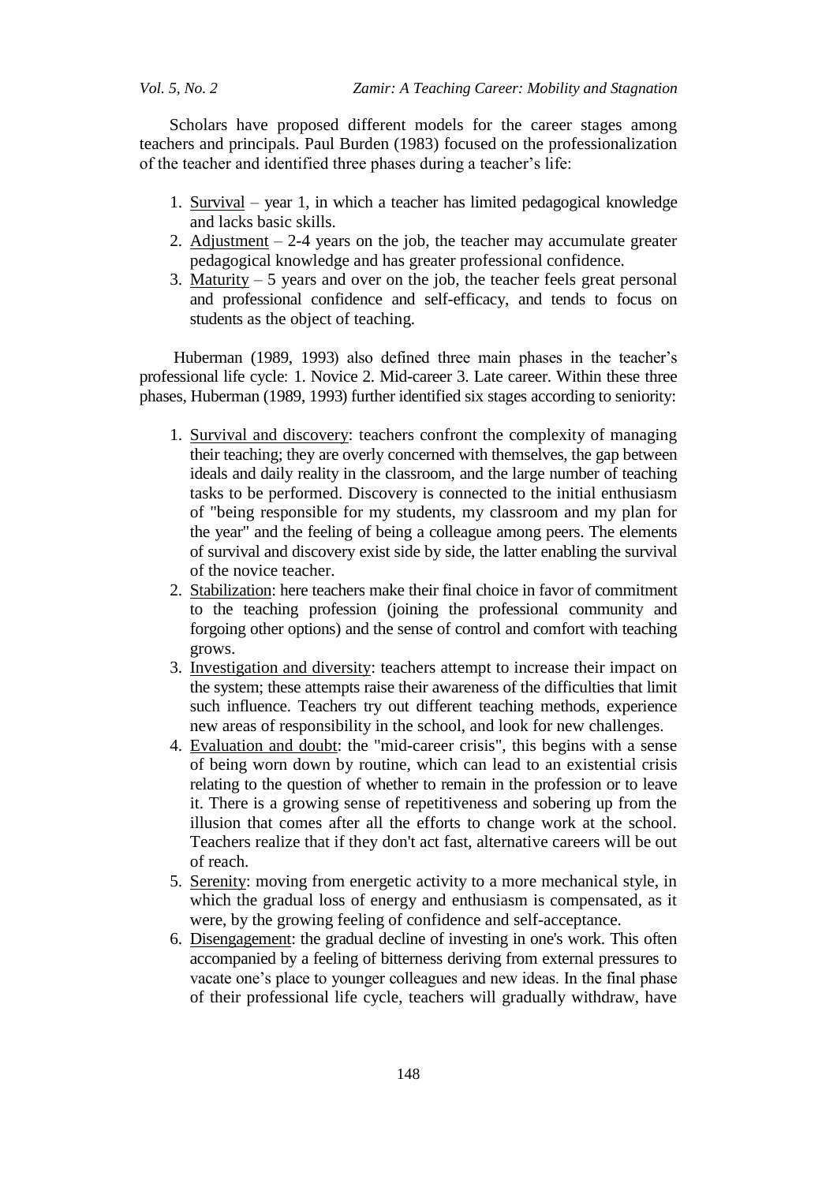Scholars have proposed different models for the career stages among teachers and principals. Paul Burden (1983) focused on the professionalization of the teacher and identified three phases during a teacher's life:

1. Survival – year 1, in which a teacher has limited pedagogical knowledge and lacks basic skills.
2. Adjustment – 2-4 years on the job, the teacher may accumulate greater pedagogical knowledge and has greater professional confidence.
3. Maturity – 5 years and over on the job, the teacher feels great personal and professional confidence and self-efficacy, and tends to focus on students as the object of teaching.

Huberman (1989, 1993) also defined three main phases in the teacher's professional life cycle: 1. Novice 2. Mid-career 3. Late career. Within these three phases, Huberman (1989, 1993) further identified six stages according to seniority:

1. Survival and discovery: teachers confront the complexity of managing their teaching; they are overly concerned with themselves, the gap between ideals and daily reality in the classroom, and the large number of teaching tasks to be performed. Discovery is connected to the initial enthusiasm of "being responsible for my students, my classroom and my plan for the year" and the feeling of being a colleague among peers. The elements of survival and discovery exist side by side, the latter enabling the survival of the novice teacher.
2. Stabilization: here teachers make their final choice in favor of commitment to the teaching profession (joining the professional community and forgoing other options) and the sense of control and comfort with teaching grows.
3. Investigation and diversity: teachers attempt to increase their impact on the system; these attempts raise their awareness of the difficulties that limit such influence. Teachers try out different teaching methods, experience new areas of responsibility in the school, and look for new challenges.
4. Evaluation and doubt: the "mid-career crisis", this begins with a sense of being worn down by routine, which can lead to an existential crisis relating to the question of whether to remain in the profession or to leave it. There is a growing sense of repetitiveness and sobering up from the illusion that comes after all the efforts to change work at the school. Teachers realize that if they don't act fast, alternative careers will be out of reach.
5. Serenity: moving from energetic activity to a more mechanical style, in which the gradual loss of energy and enthusiasm is compensated, as it were, by the growing feeling of confidence and self-acceptance.
6. Disengagement: the gradual decline of investing in one's work. This often accompanied by a feeling of bitterness deriving from external pressures to vacate one's place to younger colleagues and new ideas. In the final phase of their professional life cycle, teachers will gradually withdraw, have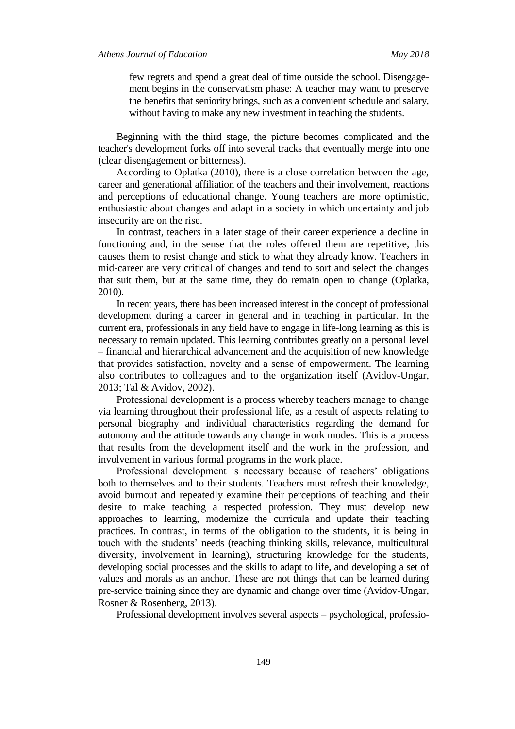> few regrets and spend a great deal of time outside the school. Disengagement begins in the conservatism phase: A teacher may want to preserve the benefits that seniority brings, such as a convenient schedule and salary, without having to make any new investment in teaching the students.

Beginning with the third stage, the picture becomes complicated and the teacher's development forks off into several tracks that eventually merge into one (clear disengagement or bitterness).

According to Oplatka (2010), there is a close correlation between the age, career and generational affiliation of the teachers and their involvement, reactions and perceptions of educational change. Young teachers are more optimistic, enthusiastic about changes and adapt in a society in which uncertainty and job insecurity are on the rise.

In contrast, teachers in a later stage of their career experience a decline in functioning and, in the sense that the roles offered them are repetitive, this causes them to resist change and stick to what they already know. Teachers in mid-career are very critical of changes and tend to sort and select the changes that suit them, but at the same time, they do remain open to change (Oplatka, 2010).

In recent years, there has been increased interest in the concept of professional development during a career in general and in teaching in particular. In the current era, professionals in any field have to engage in life-long learning as this is necessary to remain updated. This learning contributes greatly on a personal level – financial and hierarchical advancement and the acquisition of new knowledge that provides satisfaction, novelty and a sense of empowerment. The learning also contributes to colleagues and to the organization itself (Avidov-Ungar, 2013; Tal & Avidov, 2002).

Professional development is a process whereby teachers manage to change via learning throughout their professional life, as a result of aspects relating to personal biography and individual characteristics regarding the demand for autonomy and the attitude towards any change in work modes. This is a process that results from the development itself and the work in the profession, and involvement in various formal programs in the work place.

Professional development is necessary because of teachers' obligations both to themselves and to their students. Teachers must refresh their knowledge, avoid burnout and repeatedly examine their perceptions of teaching and their desire to make teaching a respected profession. They must develop new approaches to learning, modernize the curricula and update their teaching practices. In contrast, in terms of the obligation to the students, it is being in touch with the students' needs (teaching thinking skills, relevance, multicultural diversity, involvement in learning), structuring knowledge for the students, developing social processes and the skills to adapt to life, and developing a set of values and morals as an anchor. These are not things that can be learned during pre-service training since they are dynamic and change over time (Avidov-Ungar, Rosner & Rosenberg, 2013).

Professional development involves several aspects – psychological, professio-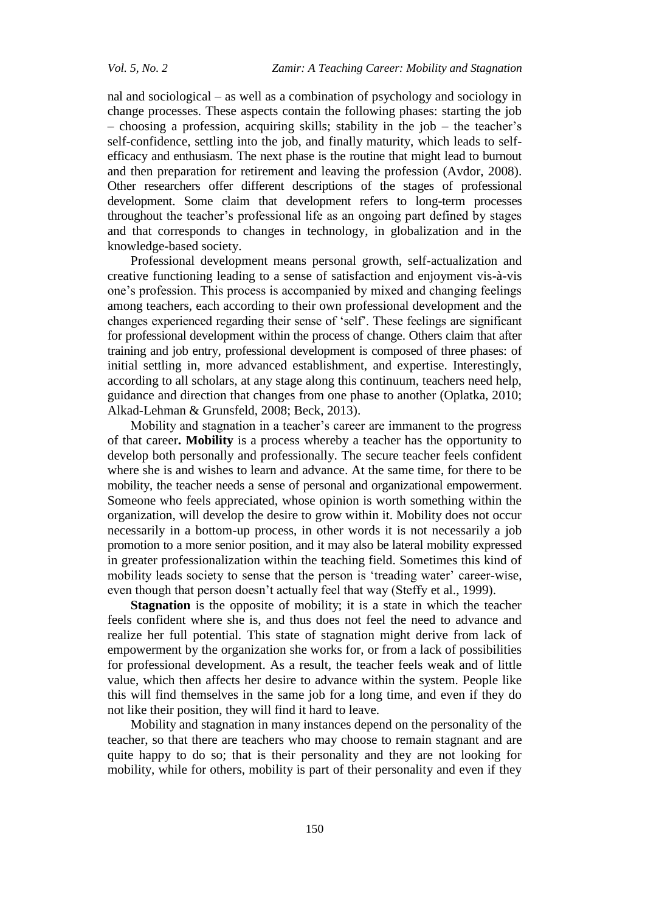nal and sociological – as well as a combination of psychology and sociology in change processes. These aspects contain the following phases: starting the job – choosing a profession, acquiring skills; stability in the job – the teacher's self-confidence, settling into the job, and finally maturity, which leads to self-efficacy and enthusiasm. The next phase is the routine that might lead to burnout and then preparation for retirement and leaving the profession (Avdor, 2008). Other researchers offer different descriptions of the stages of professional development. Some claim that development refers to long-term processes throughout the teacher's professional life as an ongoing part defined by stages and that corresponds to changes in technology, in globalization and in the knowledge-based society.

Professional development means personal growth, self-actualization and creative functioning leading to a sense of satisfaction and enjoyment vis-à-vis one's profession. This process is accompanied by mixed and changing feelings among teachers, each according to their own professional development and the changes experienced regarding their sense of 'self'. These feelings are significant for professional development within the process of change. Others claim that after training and job entry, professional development is composed of three phases: of initial settling in, more advanced establishment, and expertise. Interestingly, according to all scholars, at any stage along this continuum, teachers need help, guidance and direction that changes from one phase to another (Oplatka, 2010; Alkad-Lehman & Grunsfeld, 2008; Beck, 2013).

Mobility and stagnation in a teacher's career are immanent to the progress of that career**. Mobility** is a process whereby a teacher has the opportunity to develop both personally and professionally. The secure teacher feels confident where she is and wishes to learn and advance. At the same time, for there to be mobility, the teacher needs a sense of personal and organizational empowerment. Someone who feels appreciated, whose opinion is worth something within the organization, will develop the desire to grow within it. Mobility does not occur necessarily in a bottom-up process, in other words it is not necessarily a job promotion to a more senior position, and it may also be lateral mobility expressed in greater professionalization within the teaching field. Sometimes this kind of mobility leads society to sense that the person is 'treading water' career-wise, even though that person doesn't actually feel that way (Steffy et al., 1999).

**Stagnation** is the opposite of mobility; it is a state in which the teacher feels confident where she is, and thus does not feel the need to advance and realize her full potential. This state of stagnation might derive from lack of empowerment by the organization she works for, or from a lack of possibilities for professional development. As a result, the teacher feels weak and of little value, which then affects her desire to advance within the system. People like this will find themselves in the same job for a long time, and even if they do not like their position, they will find it hard to leave.

Mobility and stagnation in many instances depend on the personality of the teacher, so that there are teachers who may choose to remain stagnant and are quite happy to do so; that is their personality and they are not looking for mobility, while for others, mobility is part of their personality and even if they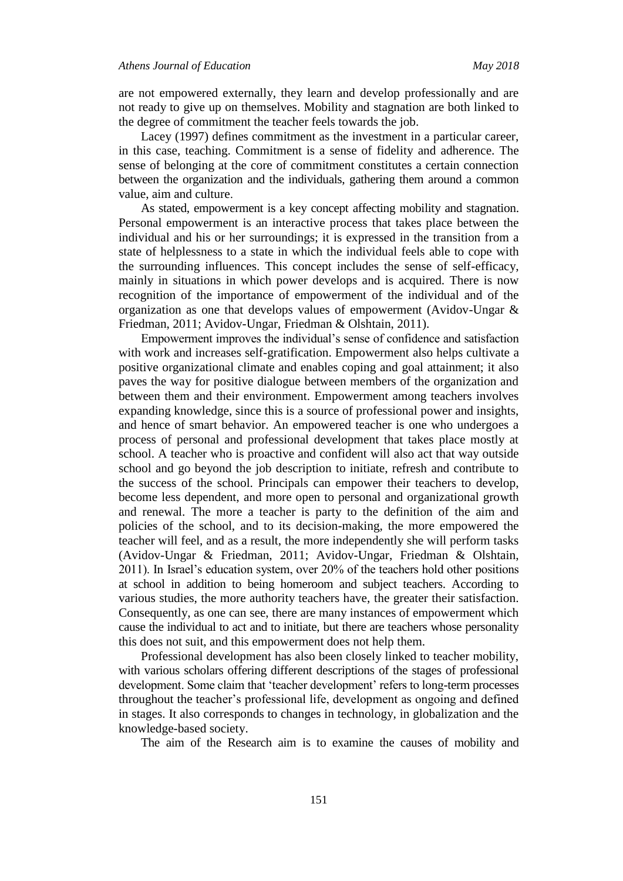are not empowered externally, they learn and develop professionally and are not ready to give up on themselves. Mobility and stagnation are both linked to the degree of commitment the teacher feels towards the job.

Lacey (1997) defines commitment as the investment in a particular career, in this case, teaching. Commitment is a sense of fidelity and adherence. The sense of belonging at the core of commitment constitutes a certain connection between the organization and the individuals, gathering them around a common value, aim and culture.

As stated, empowerment is a key concept affecting mobility and stagnation. Personal empowerment is an interactive process that takes place between the individual and his or her surroundings; it is expressed in the transition from a state of helplessness to a state in which the individual feels able to cope with the surrounding influences. This concept includes the sense of self-efficacy, mainly in situations in which power develops and is acquired. There is now recognition of the importance of empowerment of the individual and of the organization as one that develops values of empowerment (Avidov-Ungar & Friedman, 2011; Avidov-Ungar, Friedman & Olshtain, 2011).

Empowerment improves the individual's sense of confidence and satisfaction with work and increases self-gratification. Empowerment also helps cultivate a positive organizational climate and enables coping and goal attainment; it also paves the way for positive dialogue between members of the organization and between them and their environment. Empowerment among teachers involves expanding knowledge, since this is a source of professional power and insights, and hence of smart behavior. An empowered teacher is one who undergoes a process of personal and professional development that takes place mostly at school. A teacher who is proactive and confident will also act that way outside school and go beyond the job description to initiate, refresh and contribute to the success of the school. Principals can empower their teachers to develop, become less dependent, and more open to personal and organizational growth and renewal. The more a teacher is party to the definition of the aim and policies of the school, and to its decision-making, the more empowered the teacher will feel, and as a result, the more independently she will perform tasks (Avidov-Ungar & Friedman, 2011; Avidov-Ungar, Friedman & Olshtain, 2011). In Israel's education system, over 20% of the teachers hold other positions at school in addition to being homeroom and subject teachers. According to various studies, the more authority teachers have, the greater their satisfaction. Consequently, as one can see, there are many instances of empowerment which cause the individual to act and to initiate, but there are teachers whose personality this does not suit, and this empowerment does not help them.

Professional development has also been closely linked to teacher mobility, with various scholars offering different descriptions of the stages of professional development. Some claim that 'teacher development' refers to long-term processes throughout the teacher's professional life, development as ongoing and defined in stages. It also corresponds to changes in technology, in globalization and the knowledge-based society.

The aim of the Research aim is to examine the causes of mobility and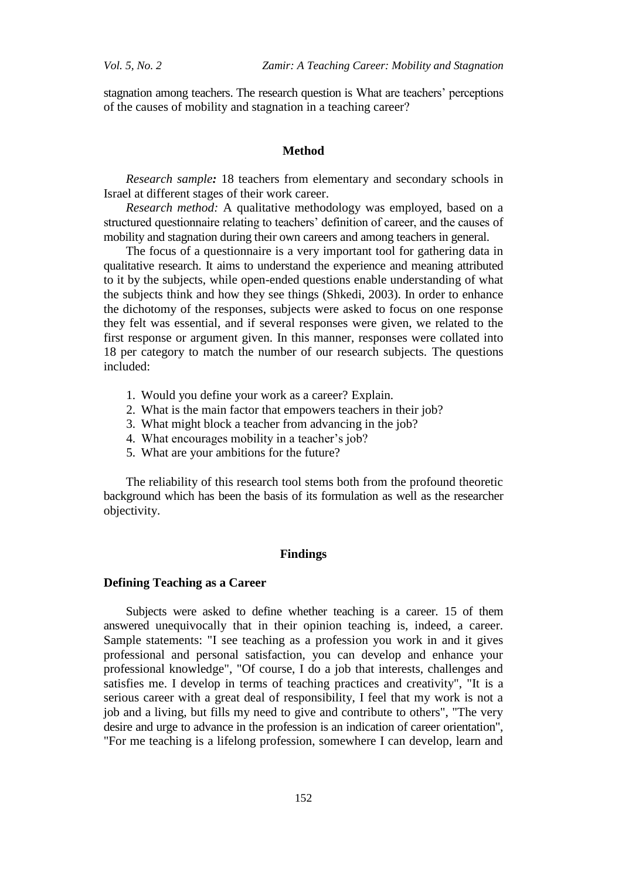stagnation among teachers. The research question is What are teachers' perceptions of the causes of mobility and stagnation in a teaching career?

## Method

*Research sample:* 18 teachers from elementary and secondary schools in Israel at different stages of their work career.

*Research method:* A qualitative methodology was employed, based on a structured questionnaire relating to teachers' definition of career, and the causes of mobility and stagnation during their own careers and among teachers in general.

The focus of a questionnaire is a very important tool for gathering data in qualitative research. It aims to understand the experience and meaning attributed to it by the subjects, while open-ended questions enable understanding of what the subjects think and how they see things (Shkedi, 2003). In order to enhance the dichotomy of the responses, subjects were asked to focus on one response they felt was essential, and if several responses were given, we related to the first response or argument given. In this manner, responses were collated into 18 per category to match the number of our research subjects. The questions included:

1. Would you define your work as a career? Explain.
2. What is the main factor that empowers teachers in their job?
3. What might block a teacher from advancing in the job?
4. What encourages mobility in a teacher's job?
5. What are your ambitions for the future?

The reliability of this research tool stems both from the profound theoretic background which has been the basis of its formulation as well as the researcher objectivity.

## Findings

### Defining Teaching as a Career

Subjects were asked to define whether teaching is a career. 15 of them answered unequivocally that in their opinion teaching is, indeed, a career. Sample statements: "I see teaching as a profession you work in and it gives professional and personal satisfaction, you can develop and enhance your professional knowledge", "Of course, I do a job that interests, challenges and satisfies me. I develop in terms of teaching practices and creativity", "It is a serious career with a great deal of responsibility, I feel that my work is not a job and a living, but fills my need to give and contribute to others", "The very desire and urge to advance in the profession is an indication of career orientation", "For me teaching is a lifelong profession, somewhere I can develop, learn and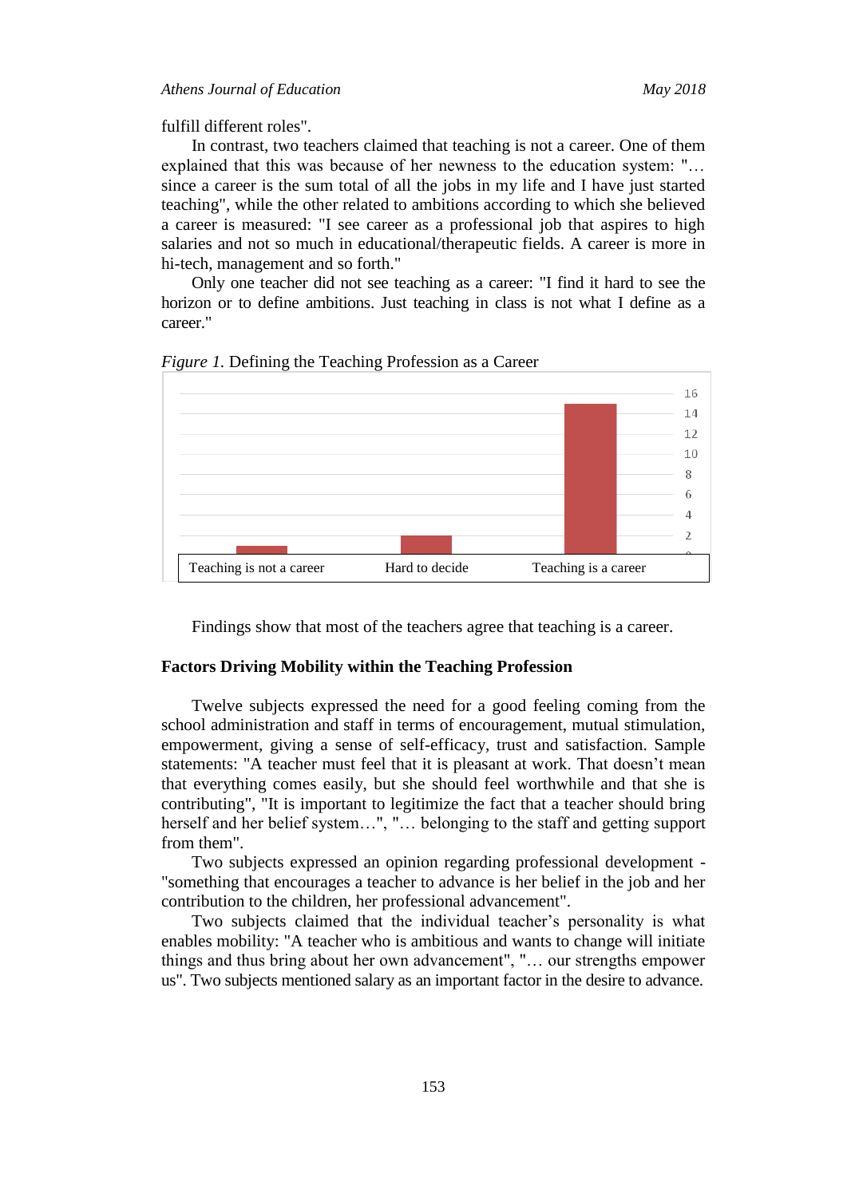fulfill different roles".

In contrast, two teachers claimed that teaching is not a career. One of them explained that this was because of her newness to the education system: "… since a career is the sum total of all the jobs in my life and I have just started teaching", while the other related to ambitions according to which she believed a career is measured: "I see career as a professional job that aspires to high salaries and not so much in educational/therapeutic fields. A career is more in hi-tech, management and so forth."

Only one teacher did not see teaching as a career: "I find it hard to see the horizon or to define ambitions. Just teaching in class is not what I define as a career."

*Figure 1.* Defining the Teaching Profession as a Career

Findings show that most of the teachers agree that teaching is a career.

**Factors Driving Mobility within the Teaching Profession**

Twelve subjects expressed the need for a good feeling coming from the school administration and staff in terms of encouragement, mutual stimulation, empowerment, giving a sense of self-efficacy, trust and satisfaction. Sample statements: "A teacher must feel that it is pleasant at work. That doesn't mean that everything comes easily, but she should feel worthwhile and that she is contributing", "It is important to legitimize the fact that a teacher should bring herself and her belief system…", "… belonging to the staff and getting support from them".

Two subjects expressed an opinion regarding professional development - "something that encourages a teacher to advance is her belief in the job and her contribution to the children, her professional advancement".

Two subjects claimed that the individual teacher's personality is what enables mobility: "A teacher who is ambitious and wants to change will initiate things and thus bring about her own advancement", "… our strengths empower us". Two subjects mentioned salary as an important factor in the desire to advance.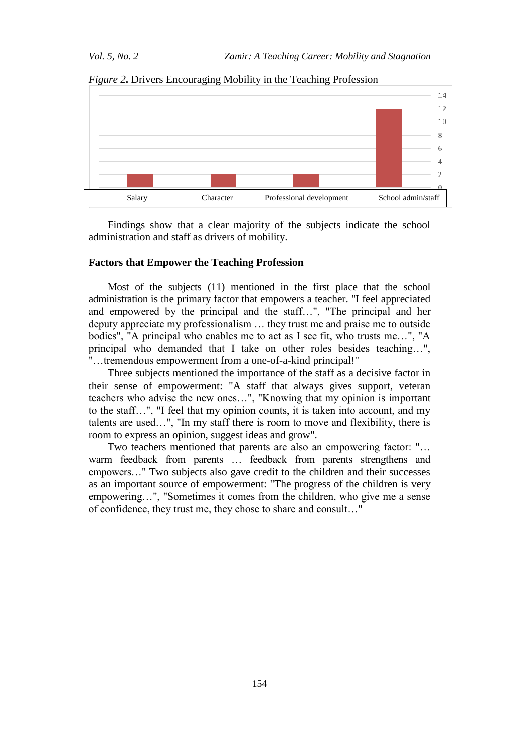*Figure 2***.** Drivers Encouraging Mobility in the Teaching Profession

| Salary | Character | Professional development | School admin/staff |
|---|---|---|---|
| 2 | 2 | 2 | 12 |

Findings show that a clear majority of the subjects indicate the school administration and staff as drivers of mobility.

### Factors that Empower the Teaching Profession

Most of the subjects (11) mentioned in the first place that the school administration is the primary factor that empowers a teacher. "I feel appreciated and empowered by the principal and the staff…", "The principal and her deputy appreciate my professionalism … they trust me and praise me to outside bodies", "A principal who enables me to act as I see fit, who trusts me…", "A principal who demanded that I take on other roles besides teaching…", "…tremendous empowerment from a one-of-a-kind principal!"

Three subjects mentioned the importance of the staff as a decisive factor in their sense of empowerment: "A staff that always gives support, veteran teachers who advise the new ones…", "Knowing that my opinion is important to the staff…", "I feel that my opinion counts, it is taken into account, and my talents are used…", "In my staff there is room to move and flexibility, there is room to express an opinion, suggest ideas and grow".

Two teachers mentioned that parents are also an empowering factor: "… warm feedback from parents … feedback from parents strengthens and empowers…" Two subjects also gave credit to the children and their successes as an important source of empowerment: "The progress of the children is very empowering…", "Sometimes it comes from the children, who give me a sense of confidence, they trust me, they chose to share and consult…"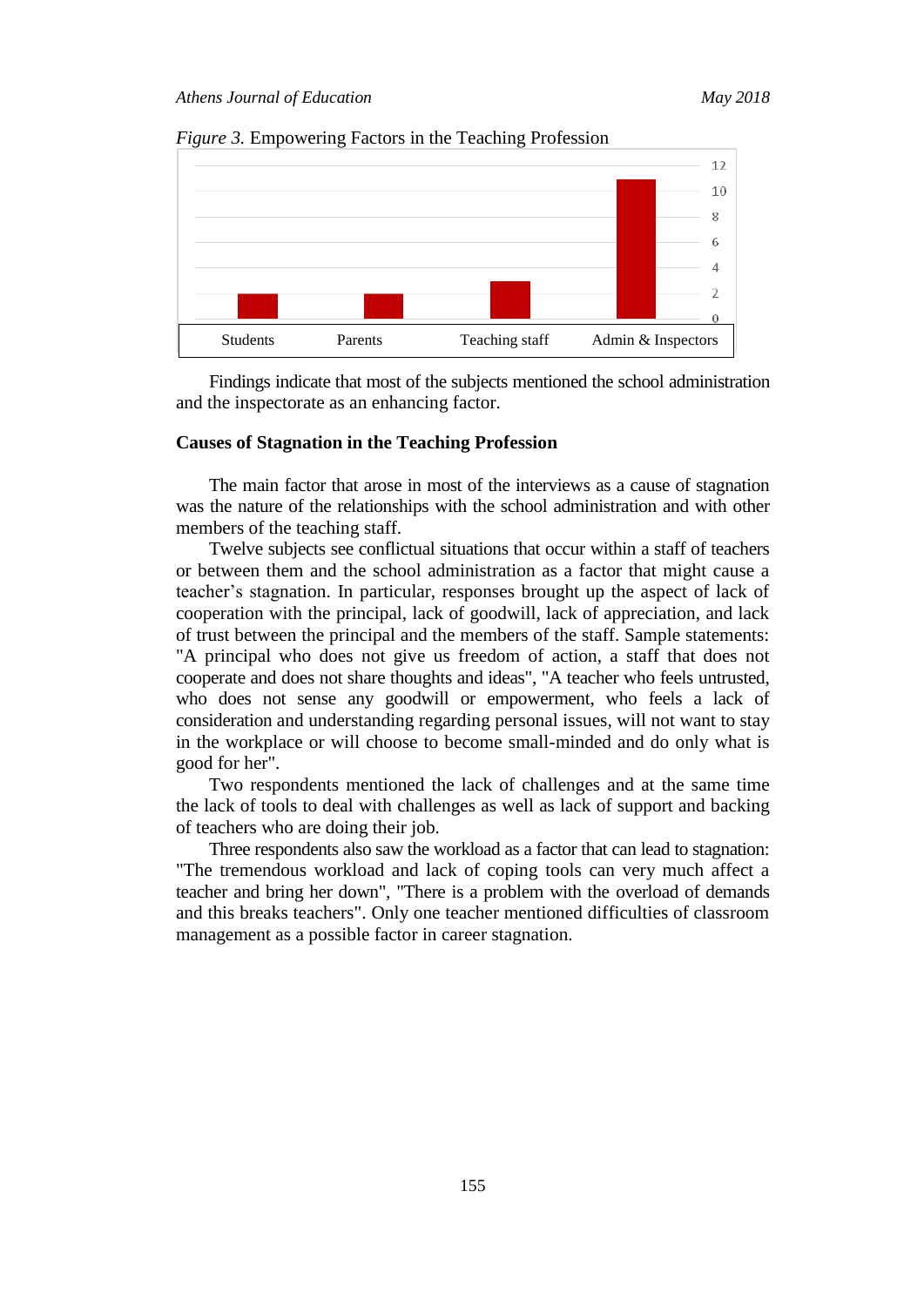*Figure 3.* Empowering Factors in the Teaching Profession

Findings indicate that most of the subjects mentioned the school administration and the inspectorate as an enhancing factor.

**Causes of Stagnation in the Teaching Profession**

The main factor that arose in most of the interviews as a cause of stagnation was the nature of the relationships with the school administration and with other members of the teaching staff.

Twelve subjects see conflictual situations that occur within a staff of teachers or between them and the school administration as a factor that might cause a teacher's stagnation. In particular, responses brought up the aspect of lack of cooperation with the principal, lack of goodwill, lack of appreciation, and lack of trust between the principal and the members of the staff. Sample statements: "A principal who does not give us freedom of action, a staff that does not cooperate and does not share thoughts and ideas", "A teacher who feels untrusted, who does not sense any goodwill or empowerment, who feels a lack of consideration and understanding regarding personal issues, will not want to stay in the workplace or will choose to become small-minded and do only what is good for her".

Two respondents mentioned the lack of challenges and at the same time the lack of tools to deal with challenges as well as lack of support and backing of teachers who are doing their job.

Three respondents also saw the workload as a factor that can lead to stagnation: "The tremendous workload and lack of coping tools can very much affect a teacher and bring her down", "There is a problem with the overload of demands and this breaks teachers". Only one teacher mentioned difficulties of classroom management as a possible factor in career stagnation.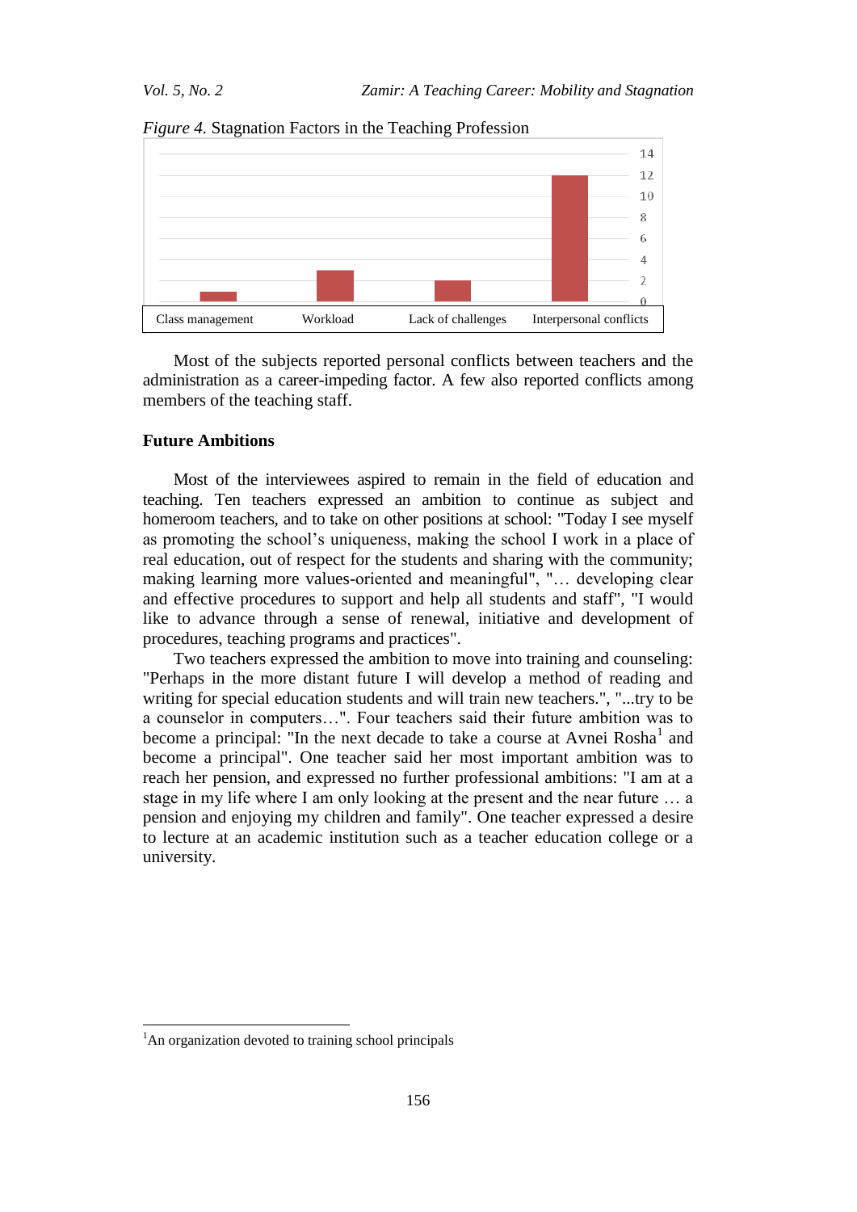*Figure 4.* Stagnation Factors in the Teaching Profession

Most of the subjects reported personal conflicts between teachers and the administration as a career-impeding factor. A few also reported conflicts among members of the teaching staff.

**Future Ambitions**

Most of the interviewees aspired to remain in the field of education and teaching. Ten teachers expressed an ambition to continue as subject and homeroom teachers, and to take on other positions at school: "Today I see myself as promoting the school's uniqueness, making the school I work in a place of real education, out of respect for the students and sharing with the community; making learning more values-oriented and meaningful", "… developing clear and effective procedures to support and help all students and staff", "I would like to advance through a sense of renewal, initiative and development of procedures, teaching programs and practices".

Two teachers expressed the ambition to move into training and counseling: "Perhaps in the more distant future I will develop a method of reading and writing for special education students and will train new teachers.", "...try to be a counselor in computers…". Four teachers said their future ambition was to become a principal: "In the next decade to take a course at Avnei Rosha[1] and become a principal". One teacher said her most important ambition was to reach her pension, and expressed no further professional ambitions: "I am at a stage in my life where I am only looking at the present and the near future … a pension and enjoying my children and family". One teacher expressed a desire to lecture at an academic institution such as a teacher education college or a university.

[1] An organization devoted to training school principals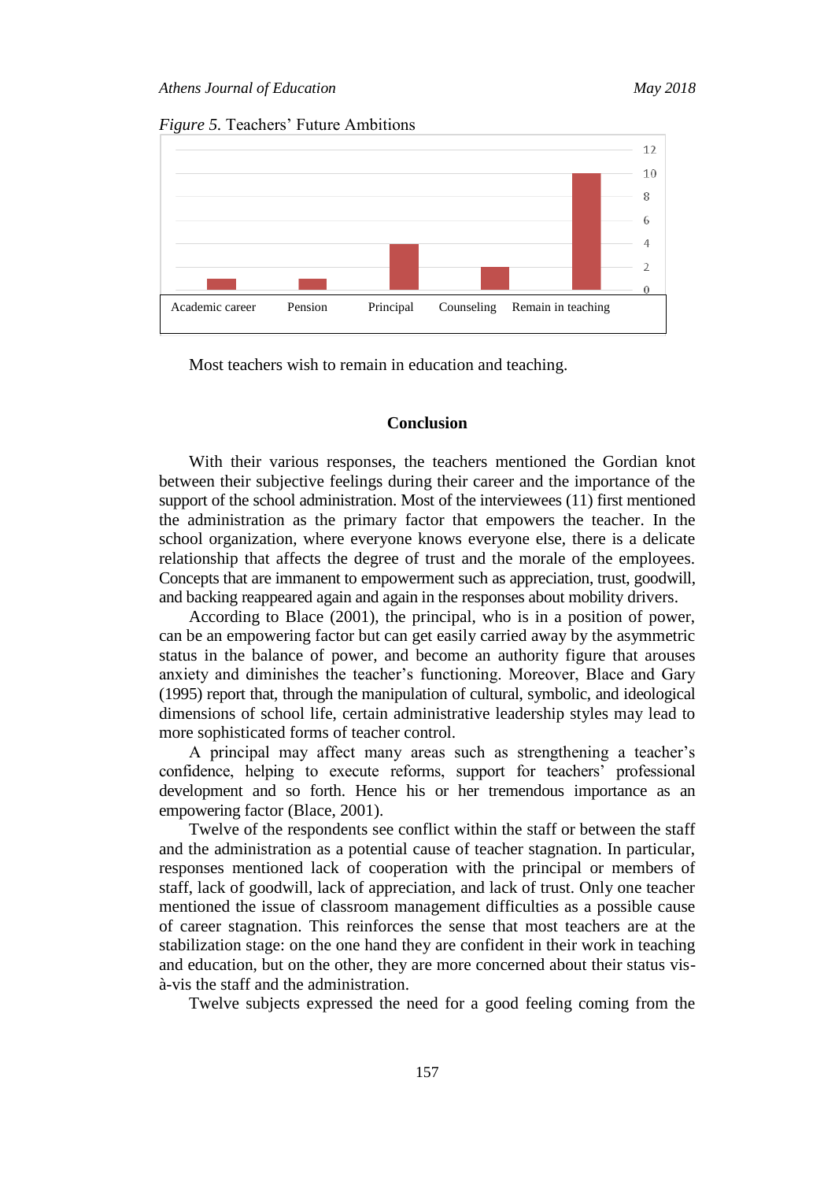*Figure 5.* Teachers' Future Ambitions

Most teachers wish to remain in education and teaching.

## Conclusion

With their various responses, the teachers mentioned the Gordian knot between their subjective feelings during their career and the importance of the support of the school administration. Most of the interviewees (11) first mentioned the administration as the primary factor that empowers the teacher. In the school organization, where everyone knows everyone else, there is a delicate relationship that affects the degree of trust and the morale of the employees. Concepts that are immanent to empowerment such as appreciation, trust, goodwill, and backing reappeared again and again in the responses about mobility drivers.

According to Blace (2001), the principal, who is in a position of power, can be an empowering factor but can get easily carried away by the asymmetric status in the balance of power, and become an authority figure that arouses anxiety and diminishes the teacher's functioning. Moreover, Blace and Gary (1995) report that, through the manipulation of cultural, symbolic, and ideological dimensions of school life, certain administrative leadership styles may lead to more sophisticated forms of teacher control.

A principal may affect many areas such as strengthening a teacher's confidence, helping to execute reforms, support for teachers' professional development and so forth. Hence his or her tremendous importance as an empowering factor (Blace, 2001).

Twelve of the respondents see conflict within the staff or between the staff and the administration as a potential cause of teacher stagnation. In particular, responses mentioned lack of cooperation with the principal or members of staff, lack of goodwill, lack of appreciation, and lack of trust. Only one teacher mentioned the issue of classroom management difficulties as a possible cause of career stagnation. This reinforces the sense that most teachers are at the stabilization stage: on the one hand they are confident in their work in teaching and education, but on the other, they are more concerned about their status vis-à-vis the staff and the administration.

Twelve subjects expressed the need for a good feeling coming from the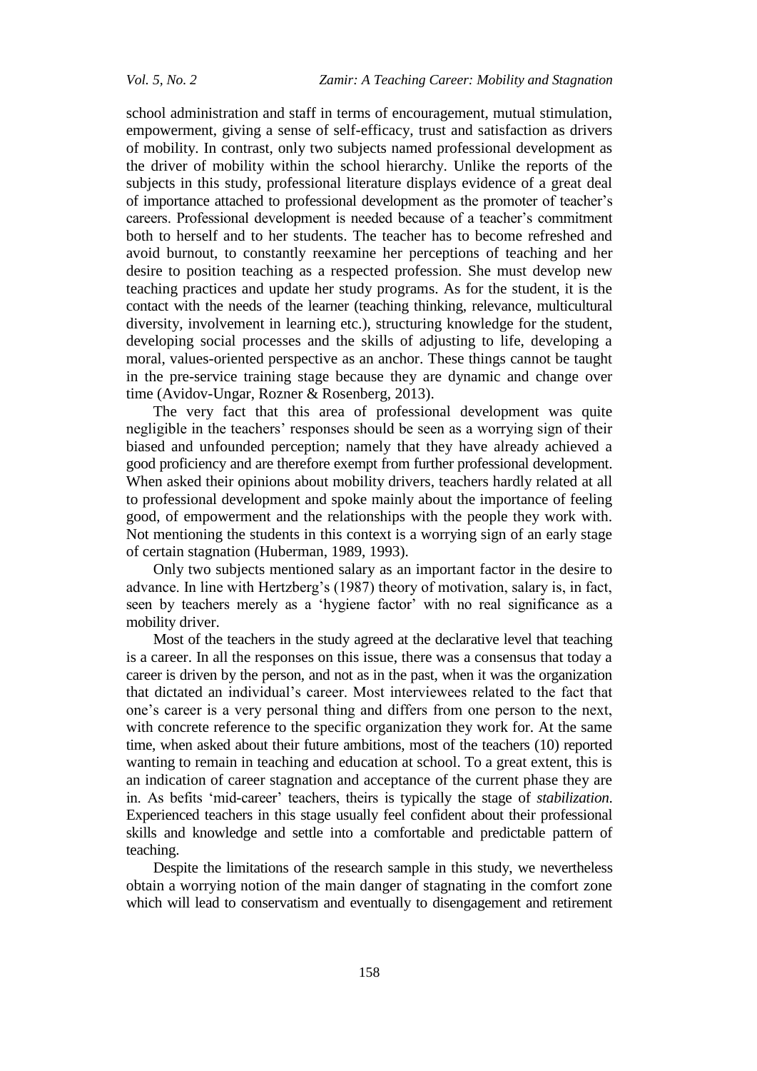school administration and staff in terms of encouragement, mutual stimulation, empowerment, giving a sense of self-efficacy, trust and satisfaction as drivers of mobility. In contrast, only two subjects named professional development as the driver of mobility within the school hierarchy. Unlike the reports of the subjects in this study, professional literature displays evidence of a great deal of importance attached to professional development as the promoter of teacher's careers. Professional development is needed because of a teacher's commitment both to herself and to her students. The teacher has to become refreshed and avoid burnout, to constantly reexamine her perceptions of teaching and her desire to position teaching as a respected profession. She must develop new teaching practices and update her study programs. As for the student, it is the contact with the needs of the learner (teaching thinking, relevance, multicultural diversity, involvement in learning etc.), structuring knowledge for the student, developing social processes and the skills of adjusting to life, developing a moral, values-oriented perspective as an anchor. These things cannot be taught in the pre-service training stage because they are dynamic and change over time (Avidov-Ungar, Rozner & Rosenberg, 2013).

The very fact that this area of professional development was quite negligible in the teachers' responses should be seen as a worrying sign of their biased and unfounded perception; namely that they have already achieved a good proficiency and are therefore exempt from further professional development. When asked their opinions about mobility drivers, teachers hardly related at all to professional development and spoke mainly about the importance of feeling good, of empowerment and the relationships with the people they work with. Not mentioning the students in this context is a worrying sign of an early stage of certain stagnation (Huberman, 1989, 1993).

Only two subjects mentioned salary as an important factor in the desire to advance. In line with Hertzberg's (1987) theory of motivation, salary is, in fact, seen by teachers merely as a 'hygiene factor' with no real significance as a mobility driver.

Most of the teachers in the study agreed at the declarative level that teaching is a career. In all the responses on this issue, there was a consensus that today a career is driven by the person, and not as in the past, when it was the organization that dictated an individual's career. Most interviewees related to the fact that one's career is a very personal thing and differs from one person to the next, with concrete reference to the specific organization they work for. At the same time, when asked about their future ambitions, most of the teachers (10) reported wanting to remain in teaching and education at school. To a great extent, this is an indication of career stagnation and acceptance of the current phase they are in. As befits 'mid-career' teachers, theirs is typically the stage of *stabilization*. Experienced teachers in this stage usually feel confident about their professional skills and knowledge and settle into a comfortable and predictable pattern of teaching.

Despite the limitations of the research sample in this study, we nevertheless obtain a worrying notion of the main danger of stagnating in the comfort zone which will lead to conservatism and eventually to disengagement and retirement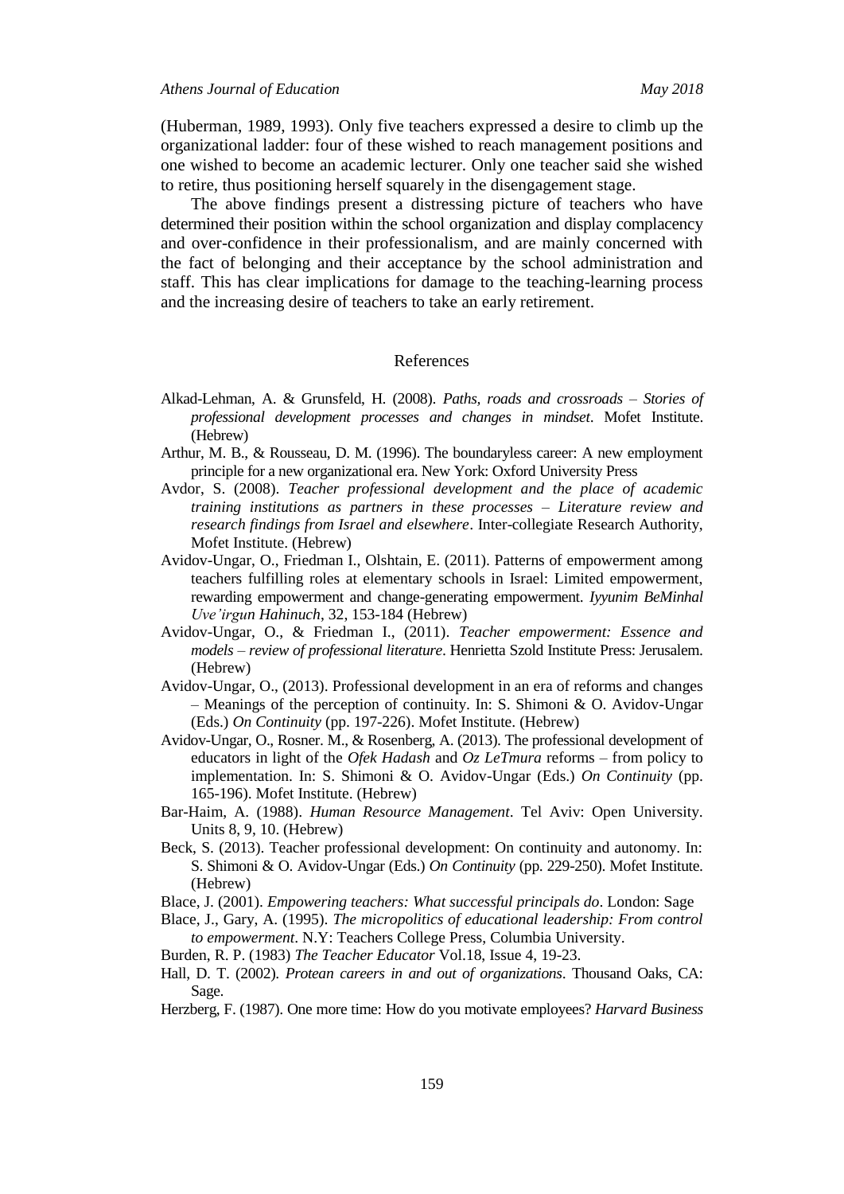(Huberman, 1989, 1993). Only five teachers expressed a desire to climb up the organizational ladder: four of these wished to reach management positions and one wished to become an academic lecturer. Only one teacher said she wished to retire, thus positioning herself squarely in the disengagement stage.

The above findings present a distressing picture of teachers who have determined their position within the school organization and display complacency and over-confidence in their professionalism, and are mainly concerned with the fact of belonging and their acceptance by the school administration and staff. This has clear implications for damage to the teaching-learning process and the increasing desire of teachers to take an early retirement.

## References

Alkad-Lehman, A. & Grunsfeld, H. (2008). *Paths, roads and crossroads – Stories of professional development processes and changes in mindset*. Mofet Institute. (Hebrew)

Arthur, M. B., & Rousseau, D. M. (1996). The boundaryless career: A new employment principle for a new organizational era. New York: Oxford University Press

Avdor, S. (2008). *Teacher professional development and the place of academic training institutions as partners in these processes – Literature review and research findings from Israel and elsewhere*. Inter-collegiate Research Authority, Mofet Institute. (Hebrew)

Avidov-Ungar, O., Friedman I., Olshtain, E. (2011). Patterns of empowerment among teachers fulfilling roles at elementary schools in Israel: Limited empowerment, rewarding empowerment and change-generating empowerment. *Iyyunim BeMinhal Uve'irgun Hahinuch*, 32, 153-184 (Hebrew)

Avidov-Ungar, O., & Friedman I., (2011). *Teacher empowerment: Essence and models – review of professional literature*. Henrietta Szold Institute Press: Jerusalem. (Hebrew)

Avidov-Ungar, O., (2013). Professional development in an era of reforms and changes – Meanings of the perception of continuity. In: S. Shimoni & O. Avidov-Ungar (Eds.) *On Continuity* (pp. 197-226). Mofet Institute. (Hebrew)

Avidov-Ungar, O., Rosner. M., & Rosenberg, A. (2013). The professional development of educators in light of the *Ofek Hadash* and *Oz LeTmura* reforms – from policy to implementation. In: S. Shimoni & O. Avidov-Ungar (Eds.) *On Continuity* (pp. 165-196). Mofet Institute. (Hebrew)

Bar-Haim, A. (1988). *Human Resource Management*. Tel Aviv: Open University. Units 8, 9, 10. (Hebrew)

Beck, S. (2013). Teacher professional development: On continuity and autonomy. In: S. Shimoni & O. Avidov-Ungar (Eds.) *On Continuity* (pp. 229-250). Mofet Institute. (Hebrew)

Blace, J. (2001). *Empowering teachers: What successful principals do*. London: Sage

Blace, J., Gary, A. (1995). *The micropolitics of educational leadership: From control to empowerment*. N.Y: Teachers College Press, Columbia University.

Burden, R. P. (1983) *The Teacher Educator* Vol.18, Issue 4, 19-23.

Hall, D. T. (2002). *Protean careers in and out of organizations*. Thousand Oaks, CA: Sage.

Herzberg, F. (1987). One more time: How do you motivate employees? *Harvard Business*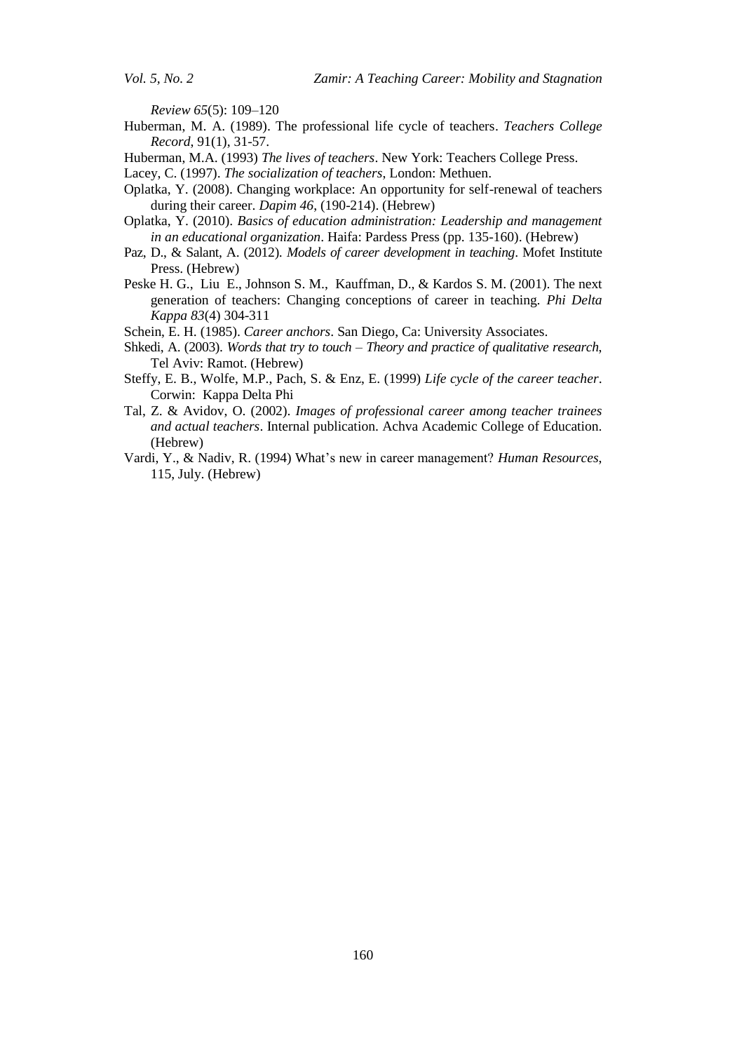*Review 65*(5): 109–120

Huberman, M. A. (1989). The professional life cycle of teachers. *Teachers College Record*, 91(1), 31-57.

Huberman, M.A. (1993) *The lives of teachers*. New York: Teachers College Press.

Lacey, C. (1997). *The socialization of teachers*, London: Methuen.

Oplatka, Y. (2008). Changing workplace: An opportunity for self-renewal of teachers during their career. *Dapim 46*, (190-214). (Hebrew)

Oplatka, Y. (2010). *Basics of education administration: Leadership and management in an educational organization*. Haifa: Pardess Press (pp. 135-160). (Hebrew)

Paz, D., & Salant, A. (2012). *Models of career development in teaching*. Mofet Institute Press. (Hebrew)

Peske H. G., Liu E., Johnson S. M., Kauffman, D., & Kardos S. M. (2001). The next generation of teachers: Changing conceptions of career in teaching. *Phi Delta Kappa 83*(4) 304-311

Schein, E. H. (1985). *Career anchors*. San Diego, Ca: University Associates.

Shkedi, A. (2003). *Words that try to touch – Theory and practice of qualitative research*, Tel Aviv: Ramot. (Hebrew)

Steffy, E. B., Wolfe, M.P., Pach, S. & Enz, E. (1999) *Life cycle of the career teacher*. Corwin: Kappa Delta Phi

Tal, Z. & Avidov, O. (2002). *Images of professional career among teacher trainees and actual teachers*. Internal publication. Achva Academic College of Education. (Hebrew)

Vardi, Y., & Nadiv, R. (1994) What's new in career management? *Human Resources*, 115, July. (Hebrew)